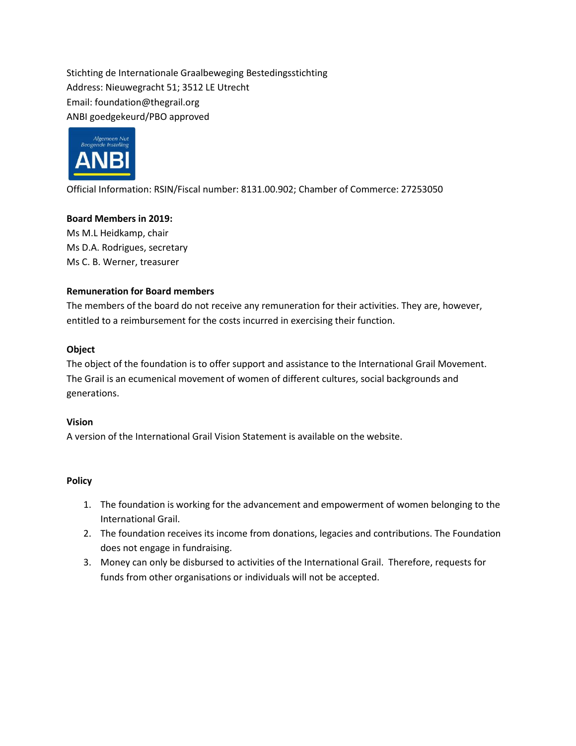Stichting de Internationale Graalbeweging Bestedingsstichting
Address: Nieuwegracht 51; 3512 LE Utrecht
Email: foundation@thegrail.org
ANBI goedgekeurd/PBO approved

Official Information: RSIN/Fiscal number: 8131.00.902; Chamber of Commerce: 27253050

**Board Members in 2019:**
Ms M.L Heidkamp, chair
Ms D.A. Rodrigues, secretary
Ms C. B. Werner, treasurer

**Remuneration for Board members**

The members of the board do not receive any remuneration for their activities. They are, however, entitled to a reimbursement for the costs incurred in exercising their function.

**Object**

The object of the foundation is to offer support and assistance to the International Grail Movement. The Grail is an ecumenical movement of women of different cultures, social backgrounds and generations.

**Vision**

A version of the International Grail Vision Statement is available on the website.

**Policy**

1. The foundation is working for the advancement and empowerment of women belonging to the International Grail.
2. The foundation receives its income from donations, legacies and contributions. The Foundation does not engage in fundraising.
3. Money can only be disbursed to activities of the International Grail. Therefore, requests for funds from other organisations or individuals will not be accepted.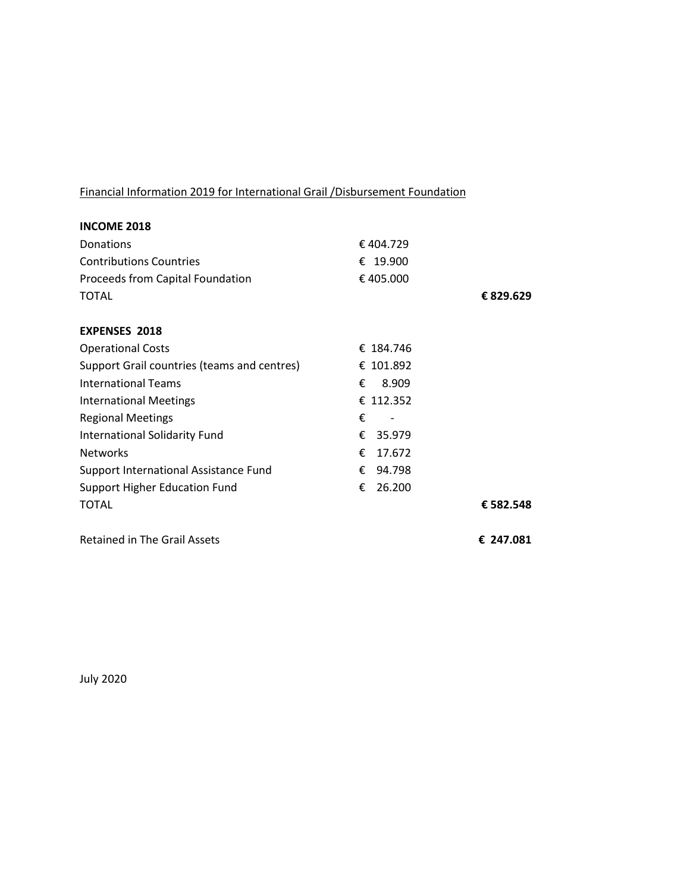Financial Information 2019 for International Grail /Disbursement Foundation

| | | |
|---|---|---|
| **INCOME 2018** | | |
| Donations | € 404.729 | |
| Contributions Countries | € 19.900 | |
| Proceeds from Capital Foundation | € 405.000 | |
| TOTAL | | **€ 829.629** |
| | | |
| **EXPENSES 2018** | | |
| Operational Costs | € 184.746 | |
| Support Grail countries (teams and centres) | € 101.892 | |
| International Teams | € 8.909 | |
| International Meetings | € 112.352 | |
| Regional Meetings | € - | |
| International Solidarity Fund | € 35.979 | |
| Networks | € 17.672 | |
| Support International Assistance Fund | € 94.798 | |
| Support Higher Education Fund | € 26.200 | |
| TOTAL | | **€ 582.548** |
| | | |
| Retained in The Grail Assets | | **€ 247.081** |

July 2020